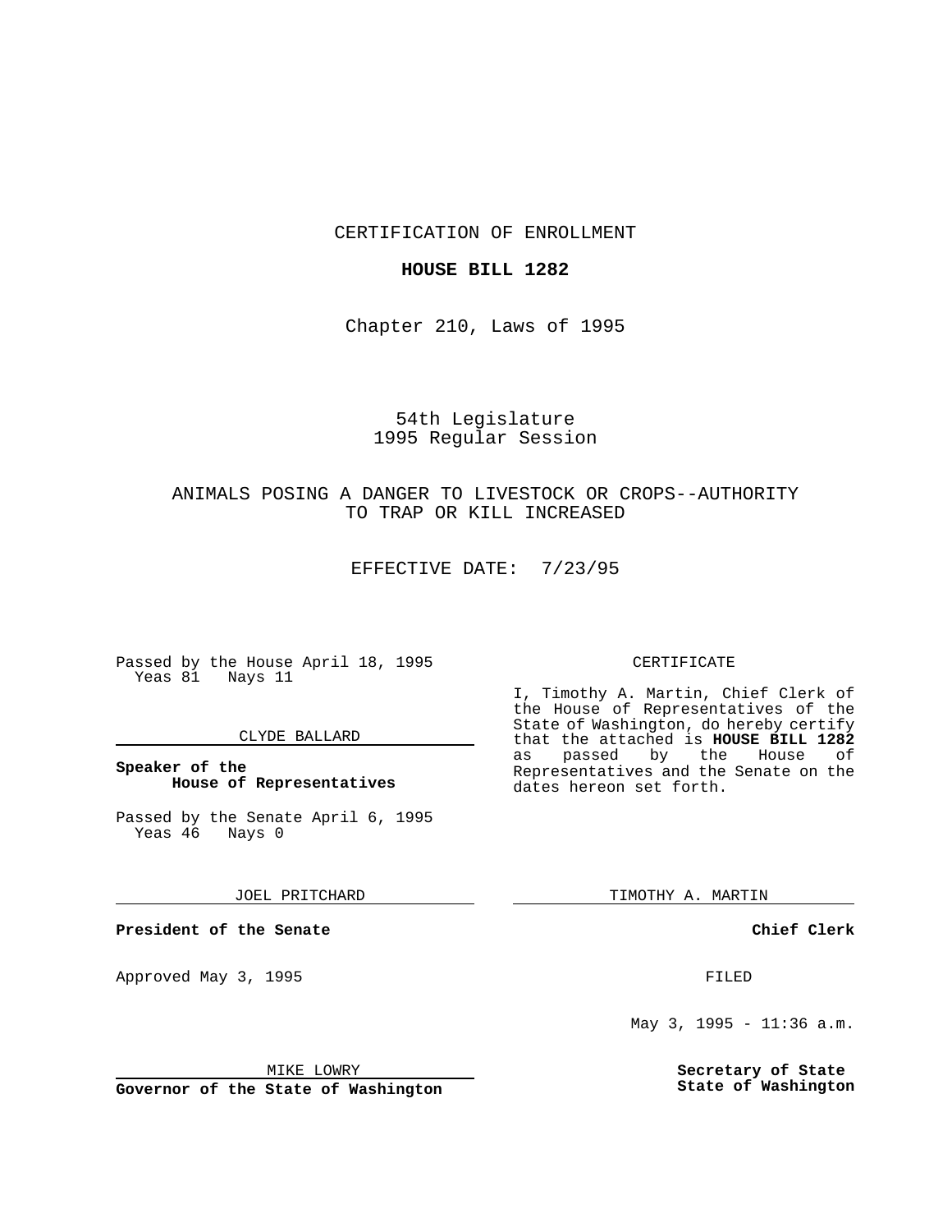CERTIFICATION OF ENROLLMENT

**HOUSE BILL 1282**

Chapter 210, Laws of 1995

54th Legislature
1995 Regular Session

ANIMALS POSING A DANGER TO LIVESTOCK OR CROPS--AUTHORITY TO TRAP OR KILL INCREASED

EFFECTIVE DATE: 7/23/95

Passed by the House April 18, 1995
Yeas 81 Nays 11

CLYDE BALLARD

**Speaker of the House of Representatives**

Passed by the Senate April 6, 1995
Yeas 46 Nays 0

JOEL PRITCHARD

**President of the Senate**

Approved May 3, 1995

MIKE LOWRY

**Governor of the State of Washington**

CERTIFICATE

I, Timothy A. Martin, Chief Clerk of the House of Representatives of the State of Washington, do hereby certify that the attached is **HOUSE BILL 1282** as passed by the House of Representatives and the Senate on the dates hereon set forth.

TIMOTHY A. MARTIN

**Chief Clerk**

FILED

May 3, 1995 - 11:36 a.m.

**Secretary of State**
**State of Washington**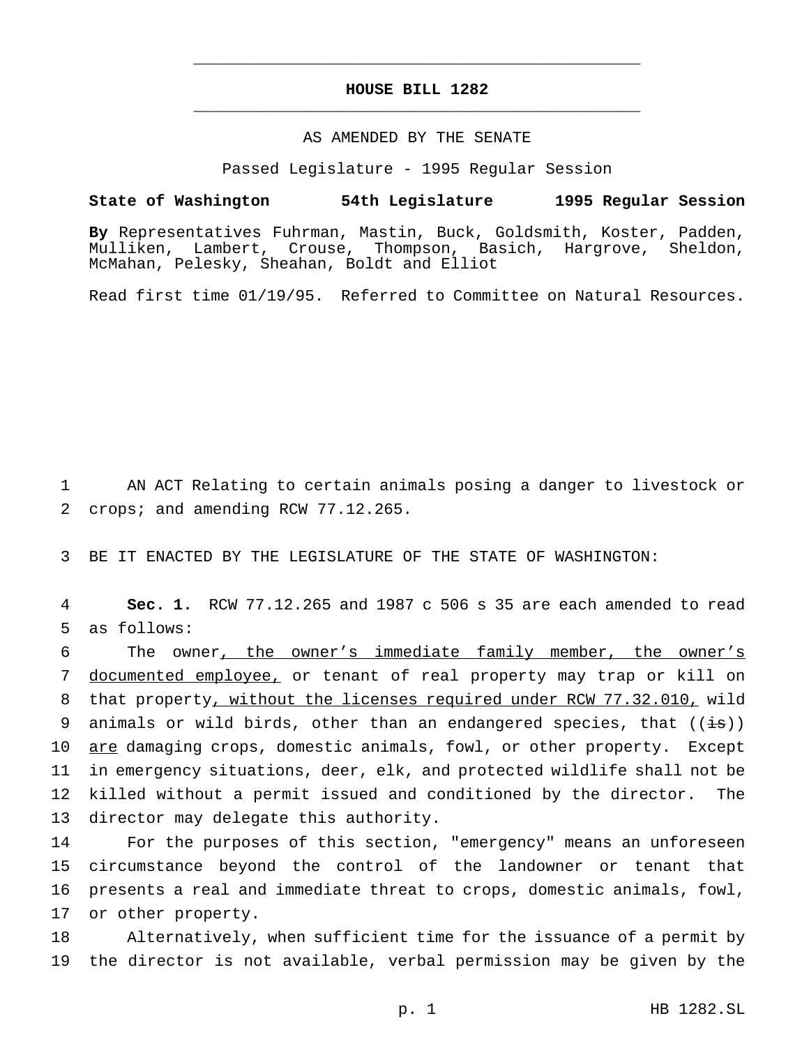# HOUSE BILL 1282

AS AMENDED BY THE SENATE

Passed Legislature - 1995 Regular Session

**State of Washington 54th Legislature 1995 Regular Session**

**By** Representatives Fuhrman, Mastin, Buck, Goldsmith, Koster, Padden, Mulliken, Lambert, Crouse, Thompson, Basich, Hargrove, Sheldon, McMahan, Pelesky, Sheahan, Boldt and Elliot

Read first time 01/19/95. Referred to Committee on Natural Resources.

1 AN ACT Relating to certain animals posing a danger to livestock or
2 crops; and amending RCW 77.12.265.

3 BE IT ENACTED BY THE LEGISLATURE OF THE STATE OF WASHINGTON:

4 **Sec. 1.** RCW 77.12.265 and 1987 c 506 s 35 are each amended to read
5 as follows:

6 The owner<u>, the owner's immediate family member, the owner's</u>
7 <u>documented employee,</u> or tenant of real property may trap or kill on
8 that property<u>, without the licenses required under RCW 77.32.010,</u> wild
9 animals or wild birds, other than an endangered species, that ((~~is~~))
10 <u>are</u> damaging crops, domestic animals, fowl, or other property. Except
11 in emergency situations, deer, elk, and protected wildlife shall not be
12 killed without a permit issued and conditioned by the director. The
13 director may delegate this authority.

14 For the purposes of this section, "emergency" means an unforeseen
15 circumstance beyond the control of the landowner or tenant that
16 presents a real and immediate threat to crops, domestic animals, fowl,
17 or other property.

18 Alternatively, when sufficient time for the issuance of a permit by
19 the director is not available, verbal permission may be given by the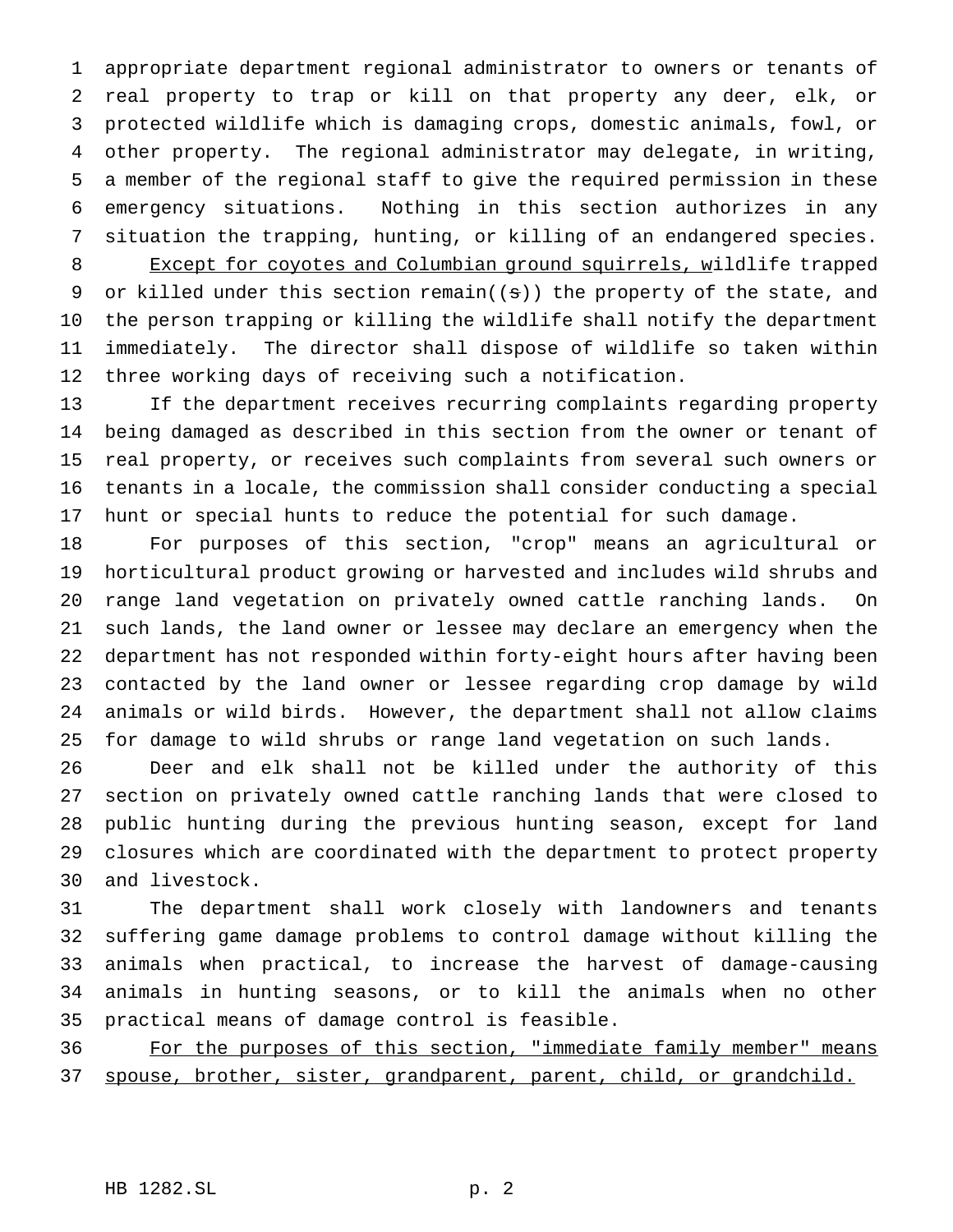appropriate department regional administrator to owners or tenants of real property to trap or kill on that property any deer, elk, or protected wildlife which is damaging crops, domestic animals, fowl, or other property. The regional administrator may delegate, in writing, a member of the regional staff to give the required permission in these emergency situations. Nothing in this section authorizes in any situation the trapping, hunting, or killing of an endangered species. <u>Except for coyotes and Columbian ground squirrels, w</u>ildlife trapped or killed under this section remain((~~s~~)) the property of the state, and the person trapping or killing the wildlife shall notify the department immediately. The director shall dispose of wildlife so taken within three working days of receiving such a notification.

If the department receives recurring complaints regarding property being damaged as described in this section from the owner or tenant of real property, or receives such complaints from several such owners or tenants in a locale, the commission shall consider conducting a special hunt or special hunts to reduce the potential for such damage.

For purposes of this section, "crop" means an agricultural or horticultural product growing or harvested and includes wild shrubs and range land vegetation on privately owned cattle ranching lands. On such lands, the land owner or lessee may declare an emergency when the department has not responded within forty-eight hours after having been contacted by the land owner or lessee regarding crop damage by wild animals or wild birds. However, the department shall not allow claims for damage to wild shrubs or range land vegetation on such lands.

Deer and elk shall not be killed under the authority of this section on privately owned cattle ranching lands that were closed to public hunting during the previous hunting season, except for land closures which are coordinated with the department to protect property and livestock.

The department shall work closely with landowners and tenants suffering game damage problems to control damage without killing the animals when practical, to increase the harvest of damage-causing animals in hunting seasons, or to kill the animals when no other practical means of damage control is feasible.

<u>For the purposes of this section, "immediate family member" means spouse, brother, sister, grandparent, parent, child, or grandchild.</u>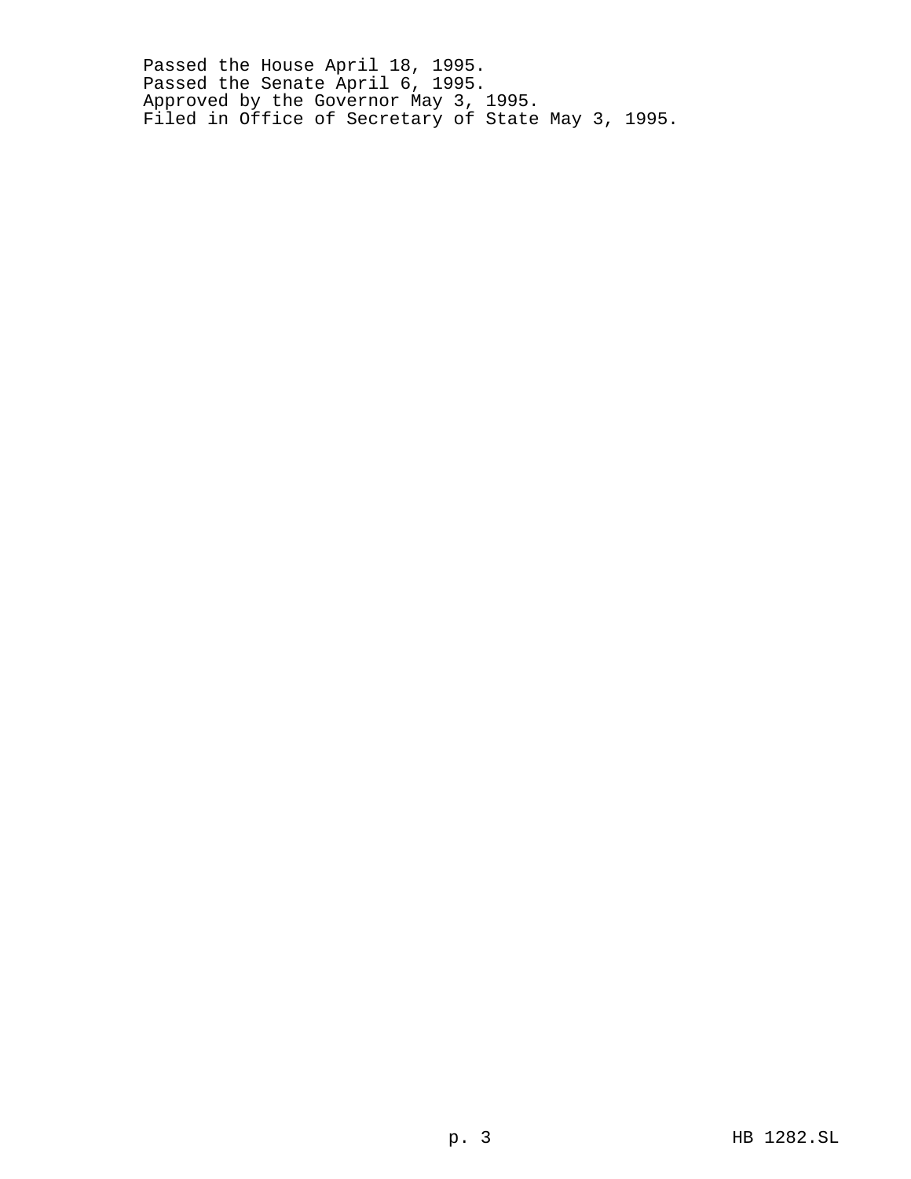Passed the House April 18, 1995.
Passed the Senate April 6, 1995.
Approved by the Governor May 3, 1995.
Filed in Office of Secretary of State May 3, 1995.